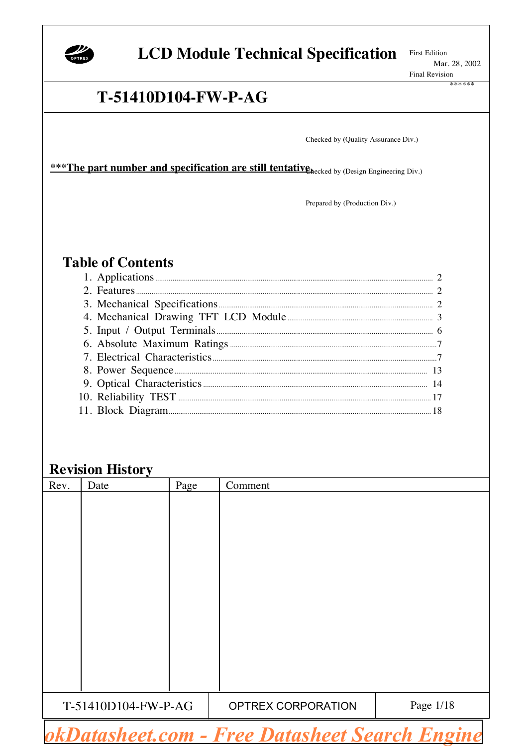# LCD Module Technical Specification

First Edition
Mar. 28, 2002
Final Revision
******

## T-51410D104-FW-P-AG

Checked by (Quality Assurance Div.)

***The part number and specification are still tentative.**

Checked by (Design Engineering Div.)

Prepared by (Production Div.)

## Table of Contents

1. Applications .......... 2
2. Features .......... 2
3. Mechanical Specifications .......... 2
4. Mechanical Drawing TFT LCD Module .......... 3
5. Input / Output Terminals .......... 6
6. Absolute Maximum Ratings .......... 7
7. Electrical Characteristics .......... 7
8. Power Sequence .......... 13
9. Optical Characteristics .......... 14
10. Reliability TEST .......... 17
11. Block Diagram .......... 18

## Revision History

| Rev. | Date | Page | Comment |
|---|---|---|---|
| | | | |

T-51410D104-FW-P-AG | OPTREX CORPORATION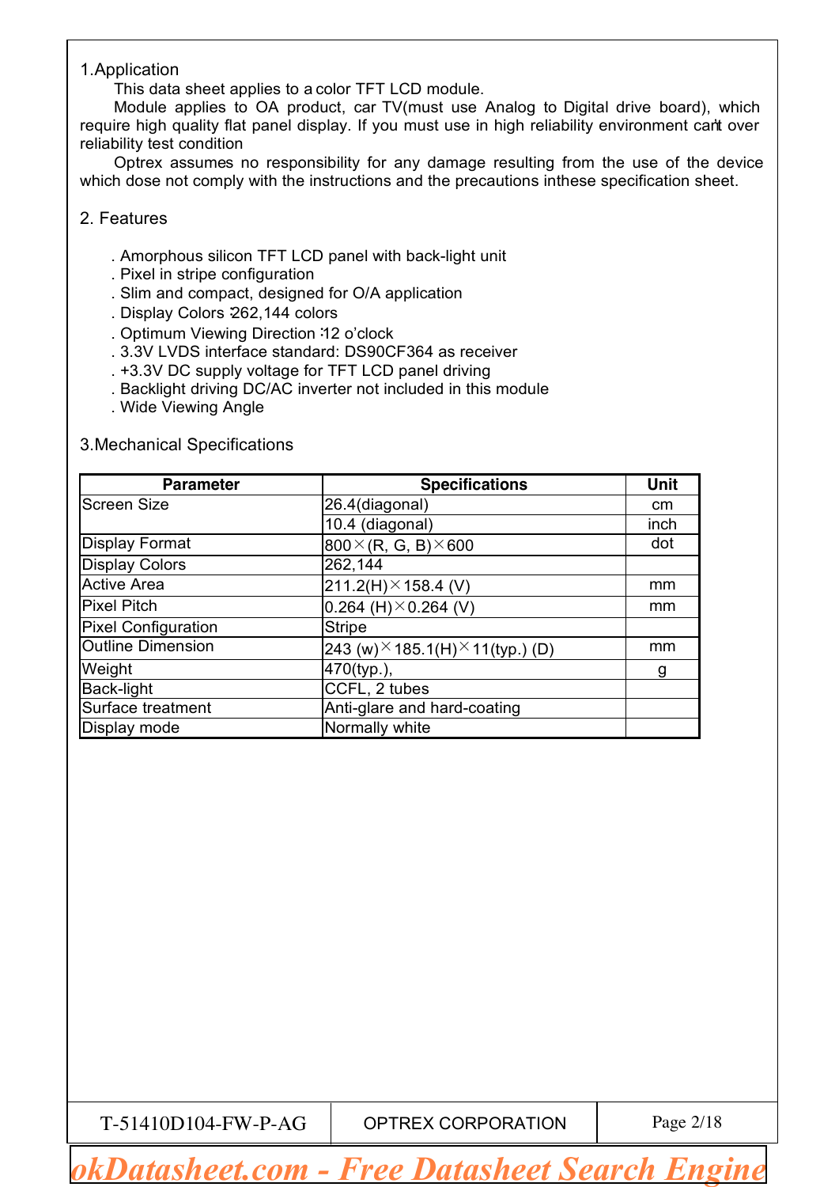## 1.Application

This data sheet applies to a color TFT LCD module.

Module applies to OA product, car TV(must use Analog to Digital drive board), which require high quality flat panel display. If you must use in high reliability environment can't over reliability test condition

Optrex assumes no responsibility for any damage resulting from the use of the device which dose not comply with the instructions and the precautions inthese specification sheet.

## 2. Features

. Amorphous silicon TFT LCD panel with back-light unit
. Pixel in stripe configuration
. Slim and compact, designed for O/A application
. Display Colors :262,144 colors
. Optimum Viewing Direction :12 o'clock
. 3.3V LVDS interface standard: DS90CF364 as receiver
. +3.3V DC supply voltage for TFT LCD panel driving
. Backlight driving DC/AC inverter not included in this module
. Wide Viewing Angle

## 3.Mechanical Specifications

| Parameter | Specifications | Unit |
|---|---|---|
| Screen Size | 26.4(diagonal) | cm |
| | 10.4 (diagonal) | inch |
| Display Format | 800×(R, G, B)×600 | dot |
| Display Colors | 262,144 | |
| Active Area | 211.2(H)×158.4 (V) | mm |
| Pixel Pitch | 0.264 (H)×0.264 (V) | mm |
| Pixel Configuration | Stripe | |
| Outline Dimension | 243 (w)×185.1(H)×11(typ.) (D) | mm |
| Weight | 470(typ.), | g |
| Back-light | CCFL, 2 tubes | |
| Surface treatment | Anti-glare and hard-coating | |
| Display mode | Normally white | |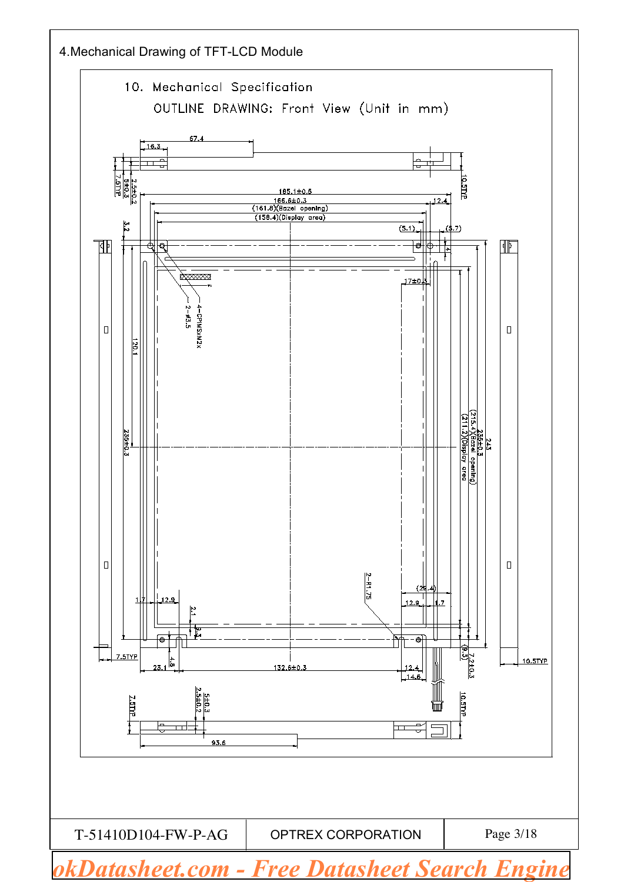## 4.Mechanical Drawing of TFT-LCD Module

10. Mechanical Specification

OUTLINE DRAWING: Front View (Unit in mm)

67.4
16.3
7.5TYP
2.5±0.2
5±0.3
10.5TYP
185.1±0.5
166.6±0.3
12.4
(161.8)(Bezel opening)
(158.4)(Display area)
(5.1)
(5.7)
3.2
4
17±0.3
4-CPIMSxM2x
2-φ3.5
120.1
235±0.3
(215.4)(Bezel opening)
(211.2)(Display area)
235±0.3
243
2-R1.75
(29.4)
1.7
12.9
12.9
1.7
2.1
3.3
(9.3)
7.2±0.3
7.5TYP
10.5TYP
4.8
23.1
132.6±0.3
12.4
14.6
7.5TYP
2.5±0.2
5±0.3
10.5TYP
93.6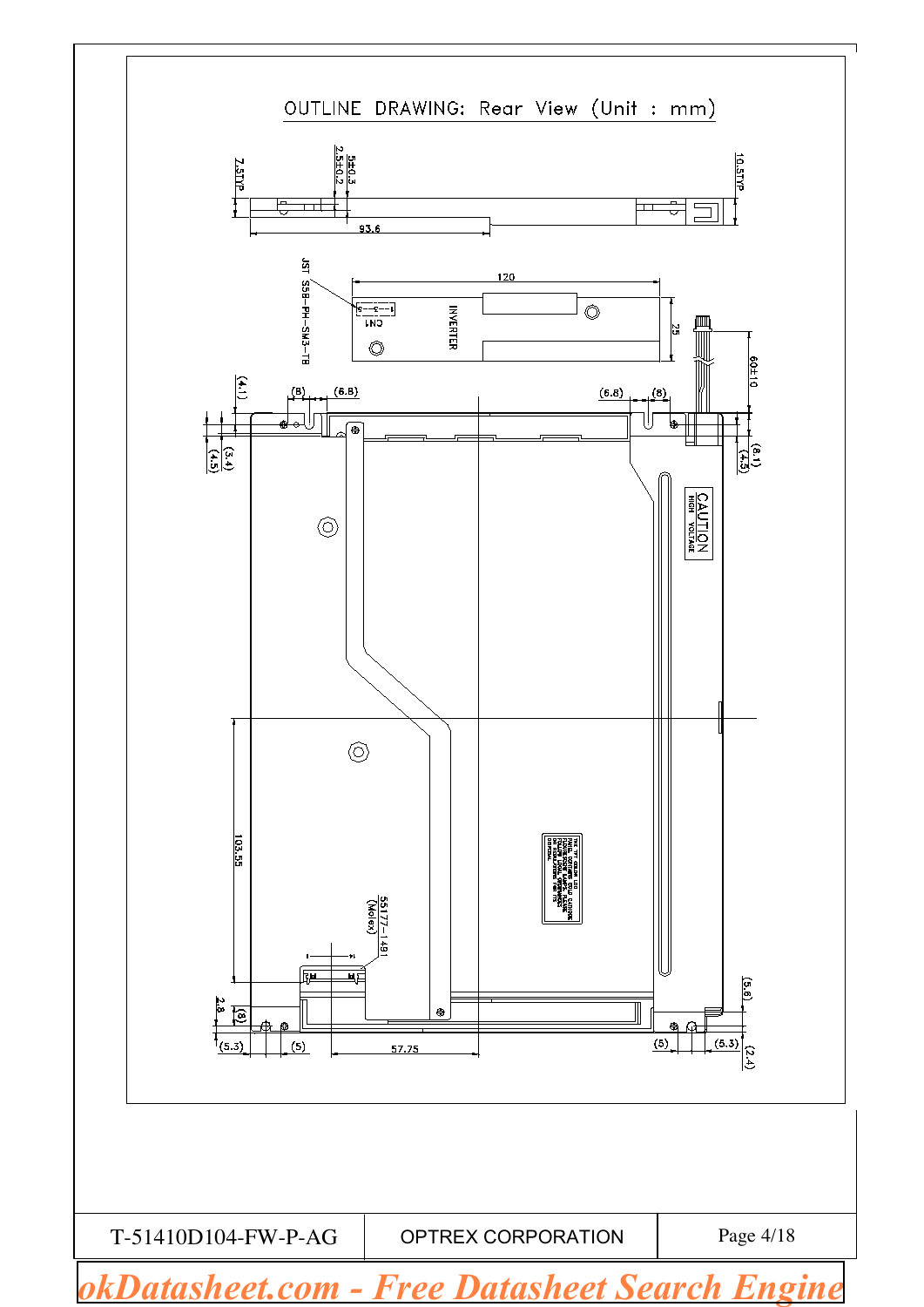# OUTLINE DRAWING: Rear View (Unit : mm)

7.5TYP

2.5±0.2

5±0.3

10.5TYP

93.6

JST S5B-PH-SM3-TB

120

CN1

INVERTER

25

60±10

(4.1)

(8)

(6.8)

(6.8)

(8)

(3.4)

(4.5)

(8.1)

(4.5)

CAUTION
HIGH VOLTAGE

103.55

55177-1491 (Molex)

2.8

(8)

(5.3)

(5)

57.75

(5)

(5.3)

(5.6)

(2.4)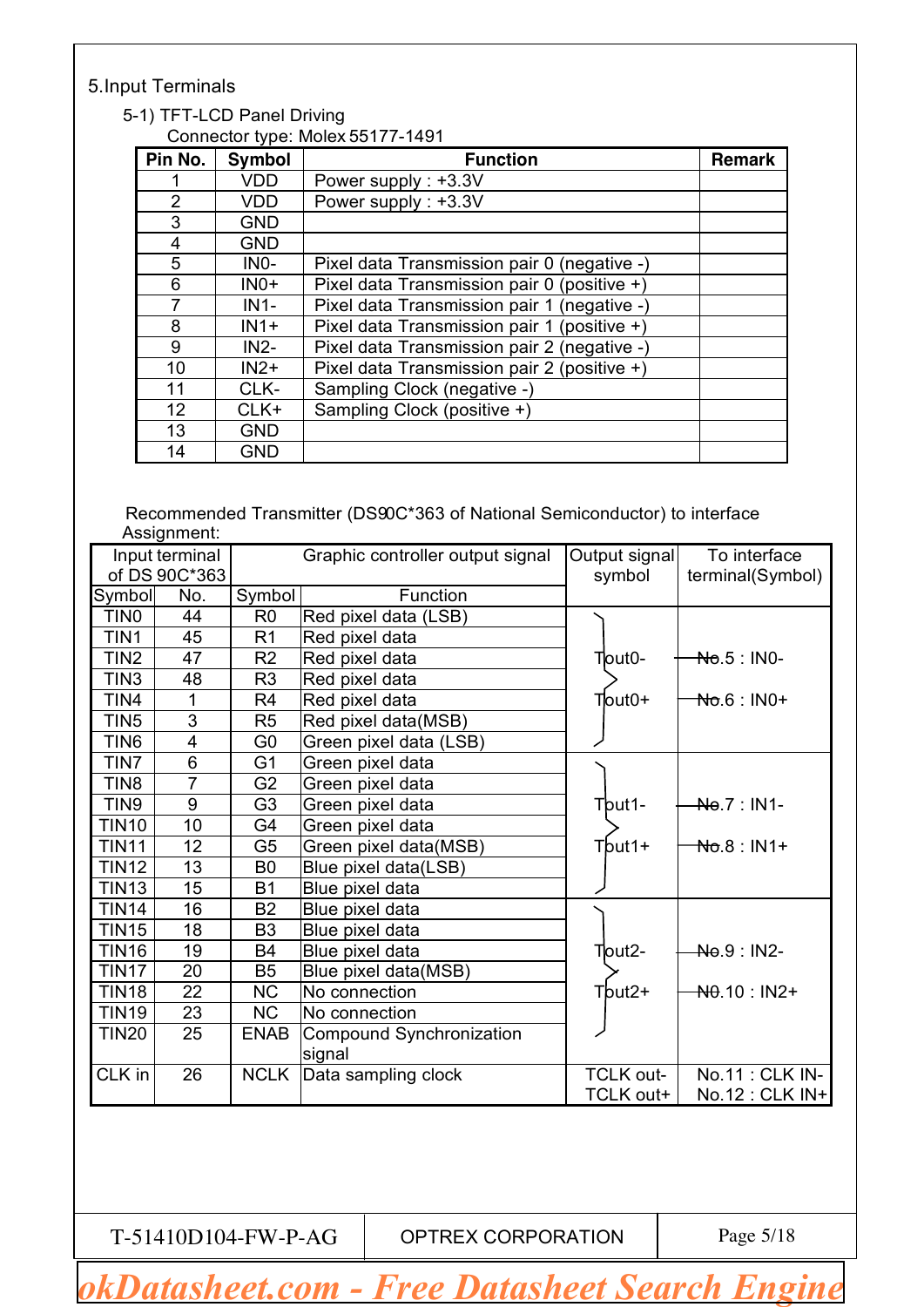# 5.Input Terminals

## 5-1) TFT-LCD Panel Driving

Connector type: Molex 55177-1491

| Pin No. | Symbol | Function | Remark |
|---|---|---|---|
| 1 | VDD | Power supply : +3.3V | |
| 2 | VDD | Power supply : +3.3V | |
| 3 | GND | | |
| 4 | GND | | |
| 5 | IN0- | Pixel data Transmission pair 0 (negative -) | |
| 6 | IN0+ | Pixel data Transmission pair 0 (positive +) | |
| 7 | IN1- | Pixel data Transmission pair 1 (negative -) | |
| 8 | IN1+ | Pixel data Transmission pair 1 (positive +) | |
| 9 | IN2- | Pixel data Transmission pair 2 (negative -) | |
| 10 | IN2+ | Pixel data Transmission pair 2 (positive +) | |
| 11 | CLK- | Sampling Clock (negative -) | |
| 12 | CLK+ | Sampling Clock (positive +) | |
| 13 | GND | | |
| 14 | GND | | |

Recommended Transmitter (DS90C*363 of National Semiconductor) to interface Assignment:

| Input terminal of DS 90C*363 | | Graphic controller output signal | | Output signal symbol | To interface terminal(Symbol) |
|---|---|---|---|---|---|
| Symbol | No. | Symbol | Function | | |
| TIN0 | 44 | R0 | Red pixel data (LSB) | Tout0- / Tout0+ | No.5 : IN0- / No.6 : IN0+ |
| TIN1 | 45 | R1 | Red pixel data | | |
| TIN2 | 47 | R2 | Red pixel data | | |
| TIN3 | 48 | R3 | Red pixel data | | |
| TIN4 | 1 | R4 | Red pixel data | | |
| TIN5 | 3 | R5 | Red pixel data(MSB) | | |
| TIN6 | 4 | G0 | Green pixel data (LSB) | | |
| TIN7 | 6 | G1 | Green pixel data | Tout1- / Tout1+ | No.7 : IN1- / No.8 : IN1+ |
| TIN8 | 7 | G2 | Green pixel data | | |
| TIN9 | 9 | G3 | Green pixel data | | |
| TIN10 | 10 | G4 | Green pixel data | | |
| TIN11 | 12 | G5 | Green pixel data(MSB) | | |
| TIN12 | 13 | B0 | Blue pixel data(LSB) | | |
| TIN13 | 15 | B1 | Blue pixel data | | |
| TIN14 | 16 | B2 | Blue pixel data | Tout2- / Tout2+ | No.9 : IN2- / N0.10 : IN2+ |
| TIN15 | 18 | B3 | Blue pixel data | | |
| TIN16 | 19 | B4 | Blue pixel data | | |
| TIN17 | 20 | B5 | Blue pixel data(MSB) | | |
| TIN18 | 22 | NC | No connection | | |
| TIN19 | 23 | NC | No connection | | |
| TIN20 | 25 | ENAB | Compound Synchronization signal | | |
| CLK in | 26 | NCLK | Data sampling clock | TCLK out- / TCLK out+ | No.11 : CLK IN- / No.12 : CLK IN+ |

T-51410D104-FW-P-AG | OPTREX CORPORATION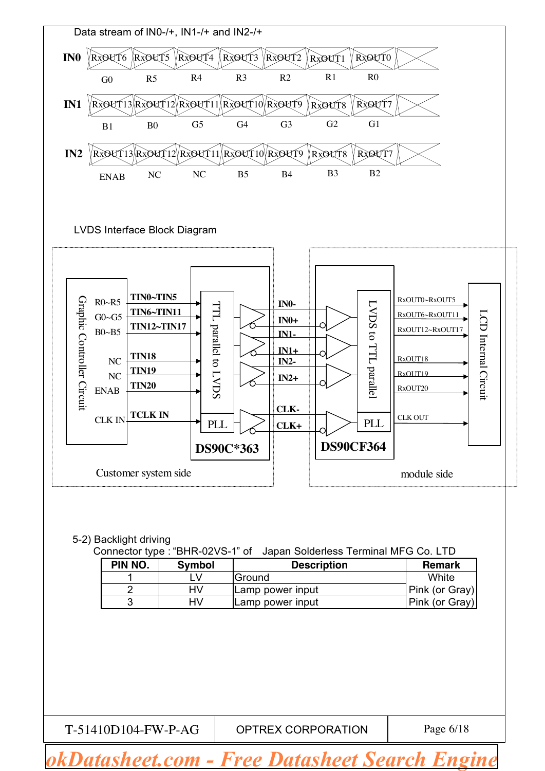Data stream of IN0-/+, IN1-/+ and IN2-/+

| | | | | | | | |
|---|---|---|---|---|---|---|---|
| IN0 | RxOUT6 | RxOUT5 | RxOUT4 | RxOUT3 | RxOUT2 | RxOUT1 | RxOUT0 |
| | G0 | R5 | R4 | R3 | R2 | R1 | R0 |
| IN1 | RxOUT13 | RxOUT12 | RxOUT11 | RxOUT10 | RxOUT9 | RxOUT8 | RxOUT7 |
| | B1 | B0 | G5 | G4 | G3 | G2 | G1 |
| IN2 | RxOUT13 | RxOUT12 | RxOUT11 | RxOUT10 | RxOUT9 | RxOUT8 | RxOUT7 |
| | ENAB | NC | NC | B5 | B4 | B3 | B2 |

LVDS Interface Block Diagram

Graphic Controller Circuit: R0~R5, G0~G5, B0~B5, NC, NC, ENAB, CLK IN

TIN0~TIN5, TIN6~TIN11, TIN12~TIN17, TIN18, TIN19, TIN20, TCLK IN

TTL parallel to LVDS, PLL, DS90C*363

IN0-, IN0+, IN1-, IN1+, IN2-, IN2+, CLK-, CLK+

LVDS to TTL parallel, PLL, DS90CF364

RxOUT0~RxOUT5, RxOUT6~RxOUT11, RxOUT12~RxOUT17, RxOUT18, RxOUT19, RxOUT20, CLK OUT

LCD Internal Circuit

Customer system side — module side

5-2) Backlight driving

Connector type : "BHR-02VS-1" of Japan Solderless Terminal MFG Co. LTD

| PIN NO. | Symbol | Description | Remark |
|---|---|---|---|
| 1 | LV | Ground | White |
| 2 | HV | Lamp power input | Pink (or Gray) |
| 3 | HV | Lamp power input | Pink (or Gray) |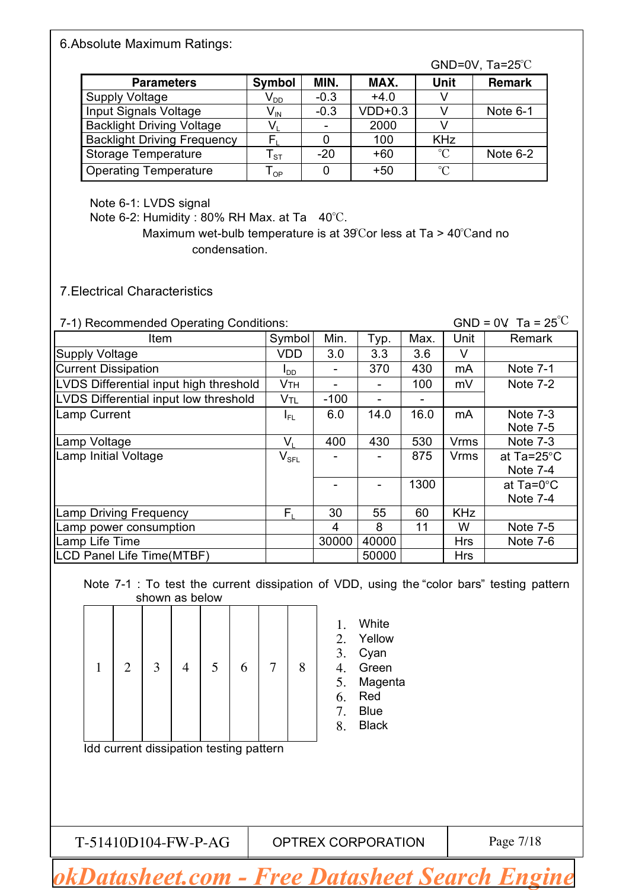## 6.Absolute Maximum Ratings:

GND=0V, Ta=25℃

| Parameters | Symbol | MIN. | MAX. | Unit | Remark |
|---|---|---|---|---|---|
| Supply Voltage | $V_{DD}$ | -0.3 | +4.0 | V | |
| Input Signals Voltage | $V_{IN}$ | -0.3 | VDD+0.3 | V | Note 6-1 |
| Backlight Driving Voltage | $V_L$ | - | 2000 | V | |
| Backlight Driving Frequency | $F_L$ | 0 | 100 | KHz | |
| Storage Temperature | $T_{ST}$ | -20 | +60 | ℃ | Note 6-2 |
| Operating Temperature | $T_{OP}$ | 0 | +50 | ℃ | |

Note 6-1: LVDS signal

Note 6-2: Humidity : 80% RH Max. at Ta 40℃.

Maximum wet-bulb temperature is at 39℃or less at Ta > 40℃and no condensation.

## 7.Electrical Characteristics

7-1) Recommended Operating Conditions: GND = 0V, Ta = 25℃

| Item | Symbol | Min. | Typ. | Max. | Unit | Remark |
|---|---|---|---|---|---|---|
| Supply Voltage | VDD | 3.0 | 3.3 | 3.6 | V | |
| Current Dissipation | $I_{DD}$ | - | 370 | 430 | mA | Note 7-1 |
| LVDS Differential input high threshold | $V_{TH}$ | - | - | 100 | mV | Note 7-2 |
| LVDS Differential input low threshold | $V_{TL}$ | -100 | - | - | | |
| Lamp Current | $I_{FL}$ | 6.0 | 14.0 | 16.0 | mA | Note 7-3<br>Note 7-5 |
| Lamp Voltage | $V_L$ | 400 | 430 | 530 | Vrms | Note 7-3 |
| Lamp Initial Voltage | $V_{SFL}$ | - | - | 875 | Vrms | at Ta=25°C<br>Note 7-4 |
| | | - | - | 1300 | | at Ta=0°C<br>Note 7-4 |
| Lamp Driving Frequency | $F_L$ | 30 | 55 | 60 | KHz | |
| Lamp power consumption | | 4 | 8 | 11 | W | Note 7-5 |
| Lamp Life Time | | 30000 | 40000 | | Hrs | Note 7-6 |
| LCD Panel Life Time(MTBF) | | | 50000 | | Hrs | |

Note 7-1 : To test the current dissipation of VDD, using the "color bars" testing pattern shown as below

| 1 | 2 | 3 | 4 | 5 | 6 | 7 | 8 |
|---|---|---|---|---|---|---|---|

Idd current dissipation testing pattern

1. White
2. Yellow
3. Cyan
4. Green
5. Magenta
6. Red
7. Blue
8. Black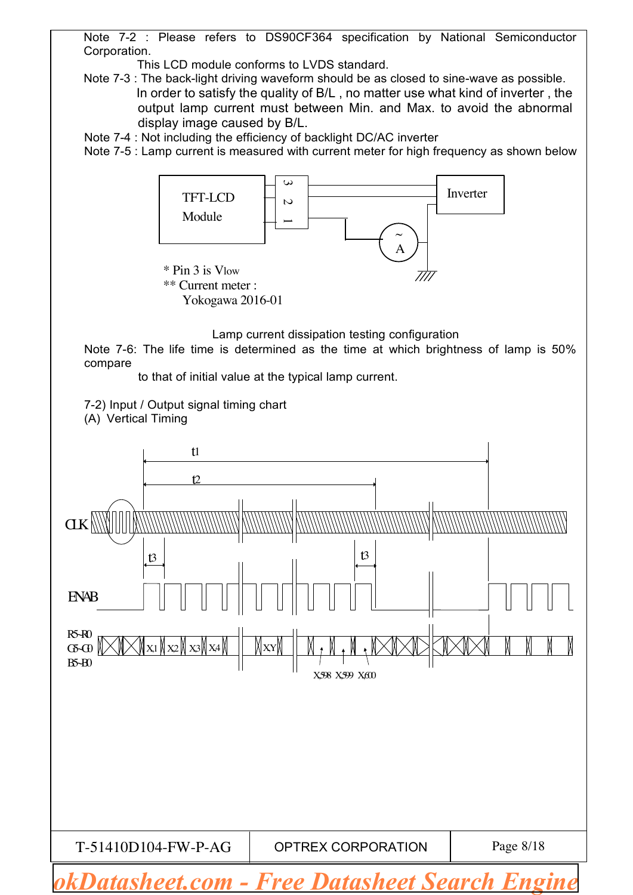Note 7-2 : Please refers to DS90CF364 specification by National Semiconductor Corporation.

This LCD module conforms to LVDS standard.

Note 7-3 : The back-light driving waveform should be as closed to sine-wave as possible. In order to satisfy the quality of B/L , no matter use what kind of inverter , the output lamp current must between Min. and Max. to avoid the abnormal display image caused by B/L.

Note 7-4 : Not including the efficiency of backlight DC/AC inverter

Note 7-5 : Lamp current is measured with current meter for high frequency as shown below

TFT-LCD Module — 3 2 1 — Inverter — A

\* Pin 3 is Vlow

\*\* Current meter : Yokogawa 2016-01

Lamp current dissipation testing configuration

Note 7-6: The life time is determined as the time at which brightness of lamp is 50% compare to that of initial value at the typical lamp current.

7-2) Input / Output signal timing chart

(A) Vertical Timing

t1, t2, t3

CLK

ENAB

R5-R0 G5-G0 B5-B0 — X1 X2 X3 X4 XY X598 X599 X600

T-51410D104-FW-P-AG | OPTREX CORPORATION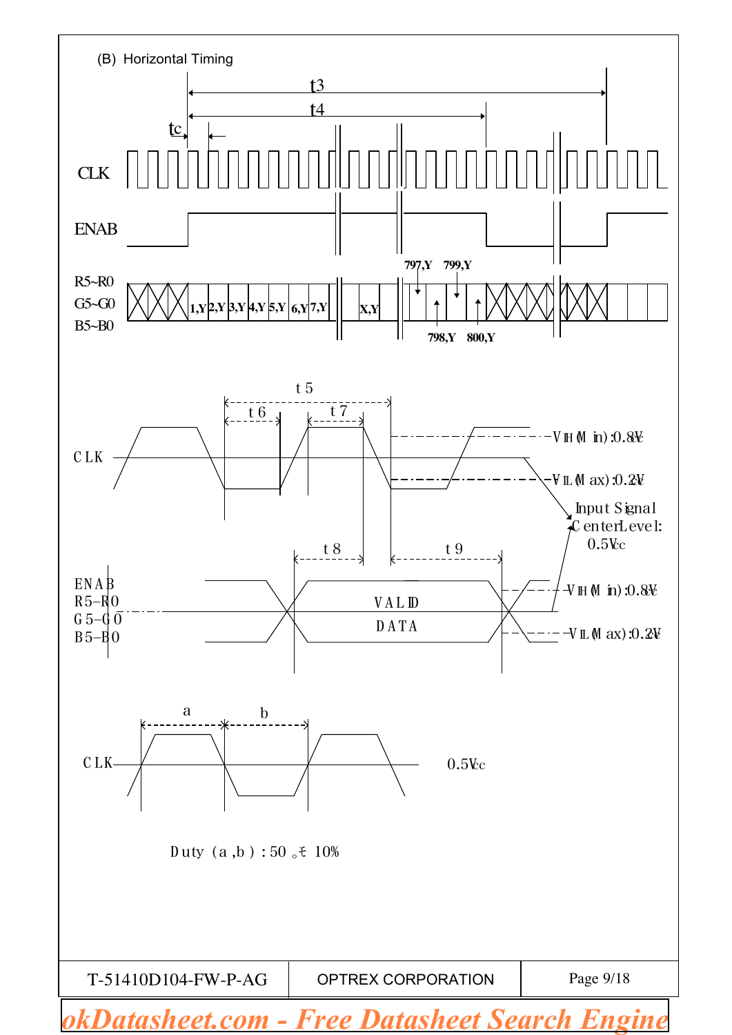(B) Horizontal Timing

t3

t4

tc

CLK

ENAB

R5~R0
G5~G0
B5~B0

1,Y 2,Y 3,Y 4,Y 5,Y 6,Y 7,Y X,Y 797,Y 798,Y 799,Y 800,Y

t5

t6 t7

CLK

VIH(Min):0.8Vcc

VIL(Max):0.2Vcc

Input Signal Center Level: 0.5Vcc

t8 t9

ENAB
R5~R0
G5~G0
B5~B0

VALID DATA

VIH(Min):0.8Vcc

VIL(Max):0.2Vcc

a b

CLK 0.5Vcc

Duty (a,b) : 50 ± 10%

okDatasheet.com - Free Datasheet Search Engine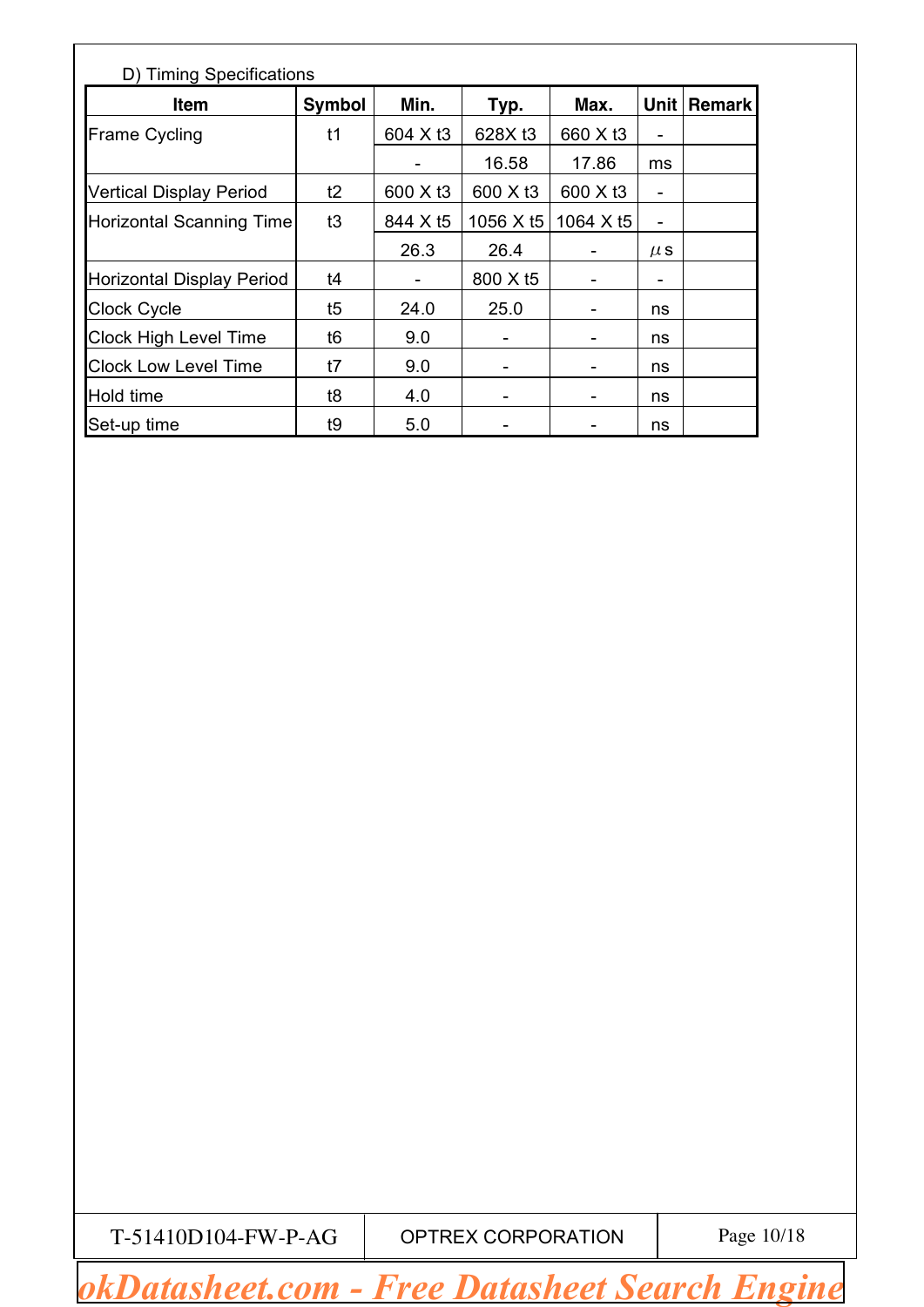D) Timing Specifications

| Item | Symbol | Min. | Typ. | Max. | Unit | Remark |
|---|---|---|---|---|---|---|
| Frame Cycling | t1 | 604 X t3 | 628X t3 | 660 X t3 | - | |
| | | - | 16.58 | 17.86 | ms | |
| Vertical Display Period | t2 | 600 X t3 | 600 X t3 | 600 X t3 | - | |
| Horizontal Scanning Time | t3 | 844 X t5 | 1056 X t5 | 1064 X t5 | - | |
| | | 26.3 | 26.4 | - | $\mu$s | |
| Horizontal Display Period | t4 | - | 800 X t5 | - | - | |
| Clock Cycle | t5 | 24.0 | 25.0 | - | ns | |
| Clock High Level Time | t6 | 9.0 | - | - | ns | |
| Clock Low Level Time | t7 | 9.0 | - | - | ns | |
| Hold time | t8 | 4.0 | - | - | ns | |
| Set-up time | t9 | 5.0 | - | - | ns | |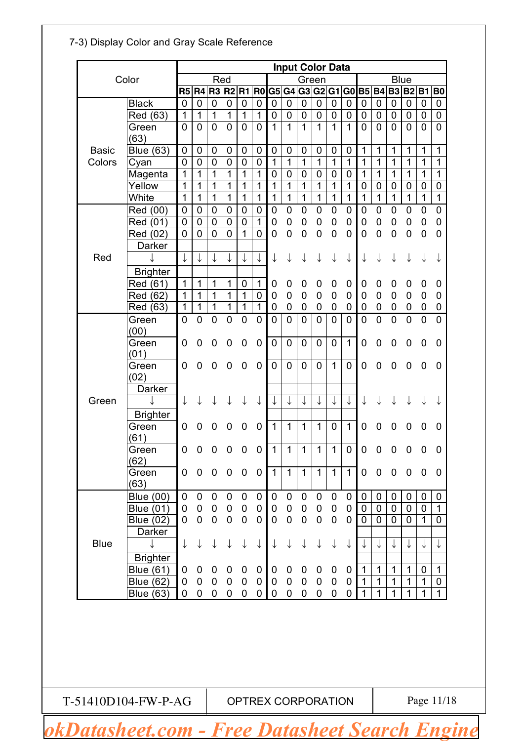7-3) Display Color and Gray Scale Reference

| Color | | Input Color Data | | | | | | | | | | | | | | | | | |
|---|---|---|---|---|---|---|---|---|---|---|---|---|---|---|---|---|---|---|---|
| | | Red | | | | | | Green | | | | | | Blue | | | | | |
| | | R5 | R4 | R3 | R2 | R1 | R0 | G5 | G4 | G3 | G2 | G1 | G0 | B5 | B4 | B3 | B2 | B1 | B0 |
| Basic Colors | Black | 0 | 0 | 0 | 0 | 0 | 0 | 0 | 0 | 0 | 0 | 0 | 0 | 0 | 0 | 0 | 0 | 0 | 0 |
| | Red (63) | 1 | 1 | 1 | 1 | 1 | 1 | 0 | 0 | 0 | 0 | 0 | 0 | 0 | 0 | 0 | 0 | 0 | 0 |
| | Green (63) | 0 | 0 | 0 | 0 | 0 | 0 | 1 | 1 | 1 | 1 | 1 | 1 | 0 | 0 | 0 | 0 | 0 | 0 |
| | Blue (63) | 0 | 0 | 0 | 0 | 0 | 0 | 0 | 0 | 0 | 0 | 0 | 0 | 1 | 1 | 1 | 1 | 1 | 1 |
| | Cyan | 0 | 0 | 0 | 0 | 0 | 0 | 1 | 1 | 1 | 1 | 1 | 1 | 1 | 1 | 1 | 1 | 1 | 1 |
| | Magenta | 1 | 1 | 1 | 1 | 1 | 1 | 0 | 0 | 0 | 0 | 0 | 0 | 1 | 1 | 1 | 1 | 1 | 1 |
| | Yellow | 1 | 1 | 1 | 1 | 1 | 1 | 1 | 1 | 1 | 1 | 1 | 1 | 0 | 0 | 0 | 0 | 0 | 0 |
| | White | 1 | 1 | 1 | 1 | 1 | 1 | 1 | 1 | 1 | 1 | 1 | 1 | 1 | 1 | 1 | 1 | 1 | 1 |
| Red | Red (00) | 0 | 0 | 0 | 0 | 0 | 0 | 0 | 0 | 0 | 0 | 0 | 0 | 0 | 0 | 0 | 0 | 0 | 0 |
| | Red (01) | 0 | 0 | 0 | 0 | 0 | 1 | 0 | 0 | 0 | 0 | 0 | 0 | 0 | 0 | 0 | 0 | 0 | 0 |
| | Red (02) | 0 | 0 | 0 | 0 | 1 | 0 | 0 | 0 | 0 | 0 | 0 | 0 | 0 | 0 | 0 | 0 | 0 | 0 |
| | Darker ↓ Brighter | ↓ | ↓ | ↓ | ↓ | ↓ | ↓ | ↓ | ↓ | ↓ | ↓ | ↓ | ↓ | ↓ | ↓ | ↓ | ↓ | ↓ | ↓ |
| | Red (61) | 1 | 1 | 1 | 1 | 0 | 1 | 0 | 0 | 0 | 0 | 0 | 0 | 0 | 0 | 0 | 0 | 0 | 0 |
| | Red (62) | 1 | 1 | 1 | 1 | 1 | 0 | 0 | 0 | 0 | 0 | 0 | 0 | 0 | 0 | 0 | 0 | 0 | 0 |
| | Red (63) | 1 | 1 | 1 | 1 | 1 | 1 | 0 | 0 | 0 | 0 | 0 | 0 | 0 | 0 | 0 | 0 | 0 | 0 |
| Green | Green (00) | 0 | 0 | 0 | 0 | 0 | 0 | 0 | 0 | 0 | 0 | 0 | 0 | 0 | 0 | 0 | 0 | 0 | 0 |
| | Green (01) | 0 | 0 | 0 | 0 | 0 | 0 | 0 | 0 | 0 | 0 | 0 | 1 | 0 | 0 | 0 | 0 | 0 | 0 |
| | Green (02) | 0 | 0 | 0 | 0 | 0 | 0 | 0 | 0 | 0 | 0 | 1 | 0 | 0 | 0 | 0 | 0 | 0 | 0 |
| | Darker ↓ Brighter | ↓ | ↓ | ↓ | ↓ | ↓ | ↓ | ↓ | ↓ | ↓ | ↓ | ↓ | ↓ | ↓ | ↓ | ↓ | ↓ | ↓ | ↓ |
| | Green (61) | 0 | 0 | 0 | 0 | 0 | 0 | 1 | 1 | 1 | 1 | 0 | 1 | 0 | 0 | 0 | 0 | 0 | 0 |
| | Green (62) | 0 | 0 | 0 | 0 | 0 | 0 | 1 | 1 | 1 | 1 | 1 | 0 | 0 | 0 | 0 | 0 | 0 | 0 |
| | Green (63) | 0 | 0 | 0 | 0 | 0 | 0 | 1 | 1 | 1 | 1 | 1 | 1 | 0 | 0 | 0 | 0 | 0 | 0 |
| Blue | Blue (00) | 0 | 0 | 0 | 0 | 0 | 0 | 0 | 0 | 0 | 0 | 0 | 0 | 0 | 0 | 0 | 0 | 0 | 0 |
| | Blue (01) | 0 | 0 | 0 | 0 | 0 | 0 | 0 | 0 | 0 | 0 | 0 | 0 | 0 | 0 | 0 | 0 | 0 | 1 |
| | Blue (02) | 0 | 0 | 0 | 0 | 0 | 0 | 0 | 0 | 0 | 0 | 0 | 0 | 0 | 0 | 0 | 0 | 1 | 0 |
| | Darker ↓ Brighter | ↓ | ↓ | ↓ | ↓ | ↓ | ↓ | ↓ | ↓ | ↓ | ↓ | ↓ | ↓ | ↓ | ↓ | ↓ | ↓ | ↓ | ↓ |
| | Blue (61) | 0 | 0 | 0 | 0 | 0 | 0 | 0 | 0 | 0 | 0 | 0 | 0 | 1 | 1 | 1 | 1 | 0 | 1 |
| | Blue (62) | 0 | 0 | 0 | 0 | 0 | 0 | 0 | 0 | 0 | 0 | 0 | 0 | 1 | 1 | 1 | 1 | 1 | 0 |
| | Blue (63) | 0 | 0 | 0 | 0 | 0 | 0 | 0 | 0 | 0 | 0 | 0 | 0 | 1 | 1 | 1 | 1 | 1 | 1 |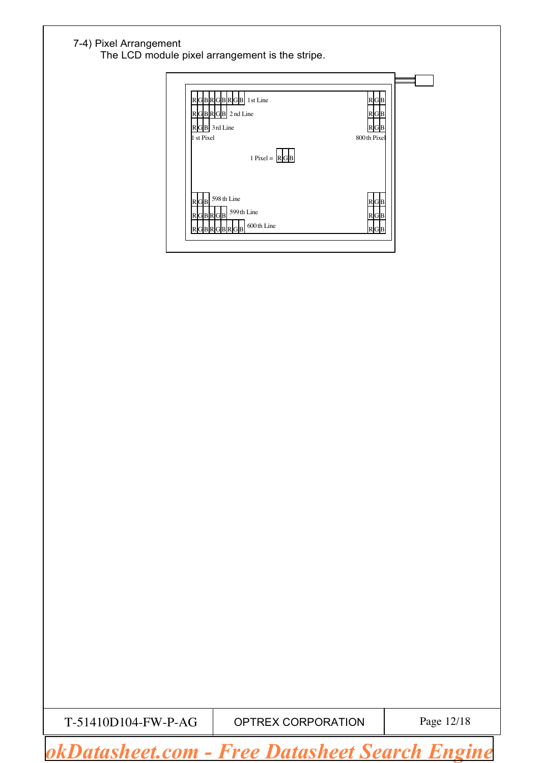7-4) Pixel Arrangement

The LCD module pixel arrangement is the stripe.

RGBRGBRGB 1st Line — RGB

RGBRGB 2nd Line — RGB

RGB 3rd Line — RGB

1st Pixel — 800th Pixel

1 Pixel = RGB

RGB 598th Line — RGB

RGBRGB 599th Line — RGB

RGBRGBRGB 600th Line — RGB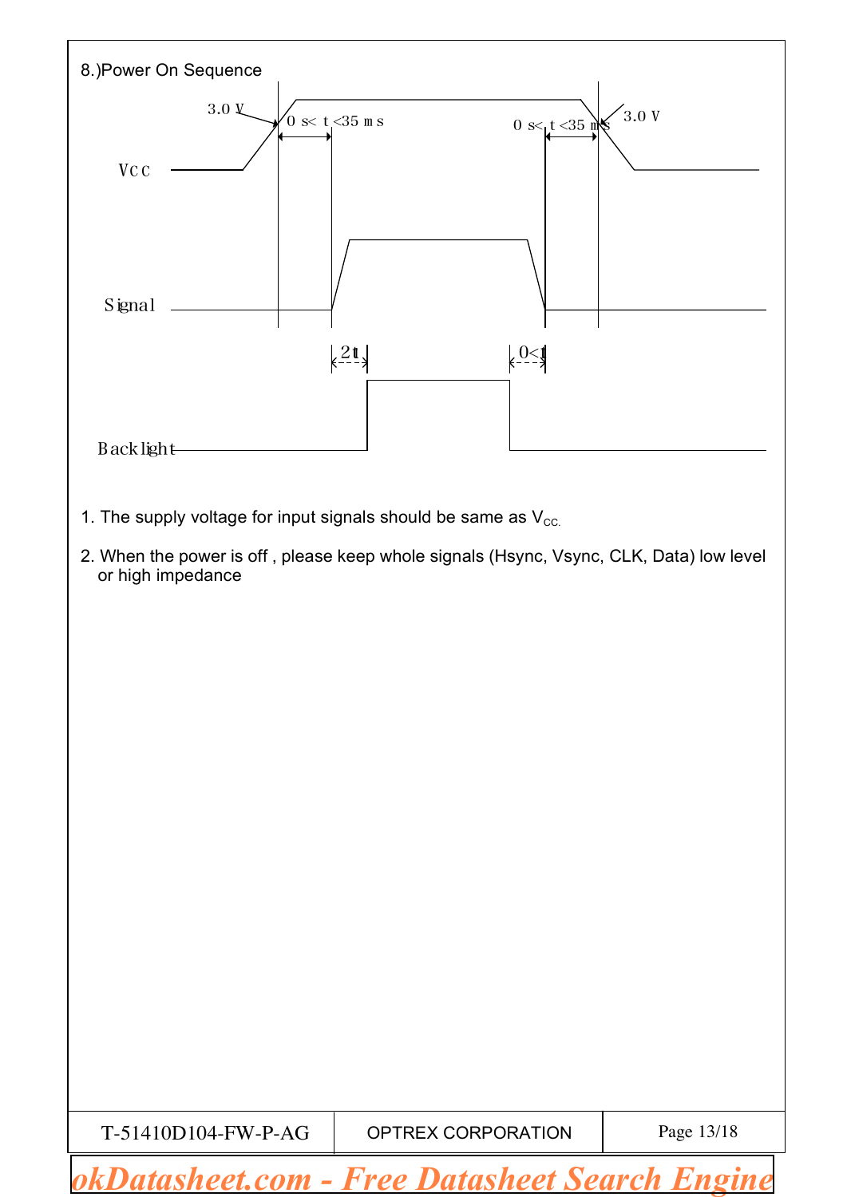8.)Power On Sequence

3.0 V

0 s< t <35 ms

0 s< t <35 ms

3.0 V

Vcc

Signal

2t

0<t

Backlight

1. The supply voltage for input signals should be same as $V_{CC.}$

2. When the power is off , please keep whole signals (Hsync, Vsync, CLK, Data) low level or high impedance

| T-51410D104-FW-P-AG | OPTREX CORPORATION | Page 13/18 |
|---|---|---|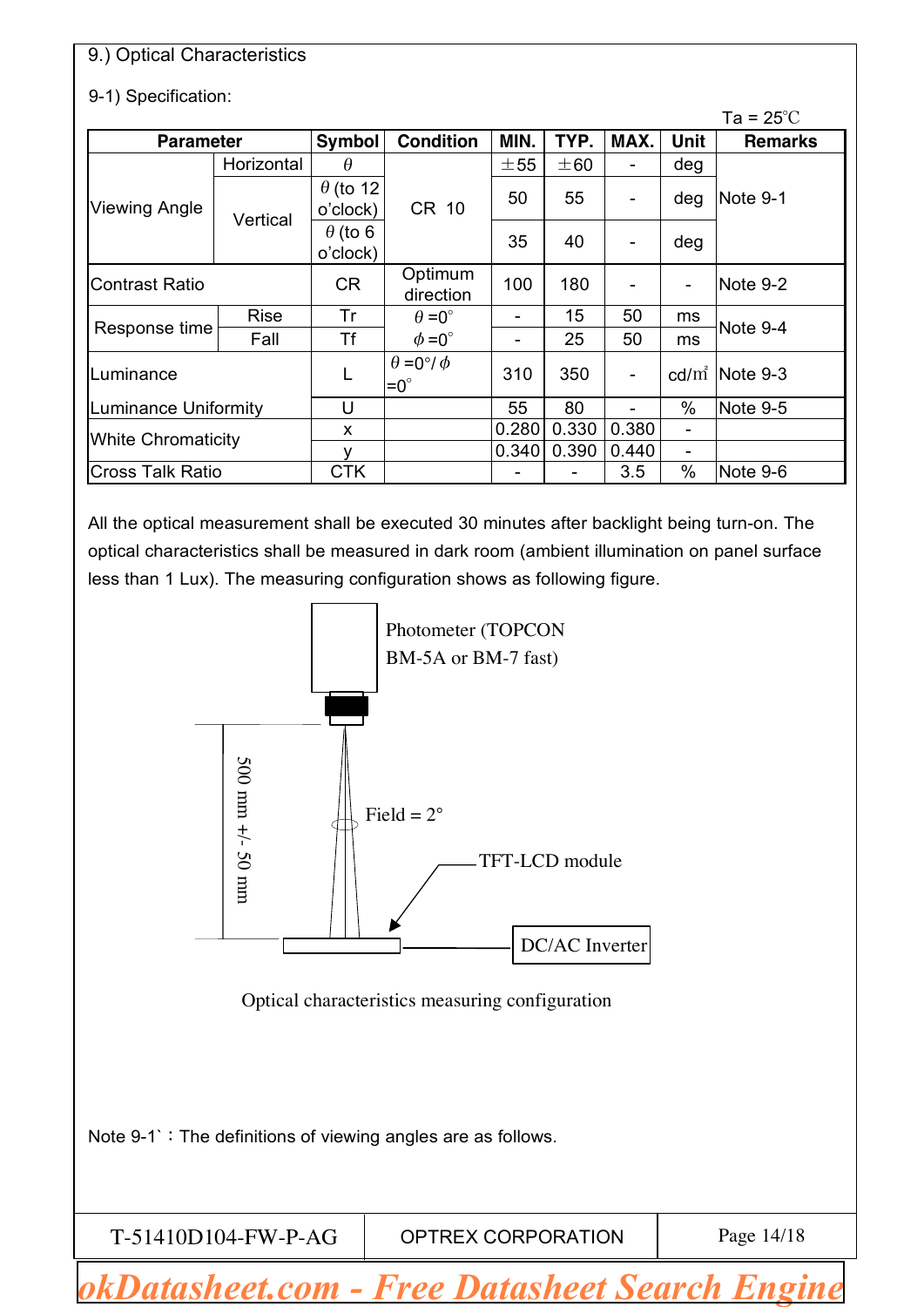9.) Optical Characteristics

9-1) Specification:

Ta = 25℃

| Parameter | | Symbol | Condition | MIN. | TYP. | MAX. | Unit | Remarks |
|---|---|---|---|---|---|---|---|---|
| Viewing Angle | Horizontal | θ | CR 10 | ±55 | ±60 | - | deg | Note 9-1 |
| | Vertical | θ (to 12 o'clock) | | 50 | 55 | - | deg | |
| | | θ (to 6 o'clock) | | 35 | 40 | - | deg | |
| Contrast Ratio | | CR | Optimum direction | 100 | 180 | - | - | Note 9-2 |
| Response time | Rise | Tr | θ =0° ϕ =0° | - | 15 | 50 | ms | Note 9-4 |
| | Fall | Tf | | - | 25 | 50 | ms | |
| Luminance | | L | θ =0°/ ϕ =0° | 310 | 350 | - | cd/㎡ | Note 9-3 |
| Luminance Uniformity | | U | | 55 | 80 | - | % | Note 9-5 |
| White Chromaticity | | x | | 0.280 | 0.330 | 0.380 | - | |
| | | y | | 0.340 | 0.390 | 0.440 | - | |
| Cross Talk Ratio | | CTK | | - | - | 3.5 | % | Note 9-6 |

All the optical measurement shall be executed 30 minutes after backlight being turn-on. The optical characteristics shall be measured in dark room (ambient illumination on panel surface less than 1 Lux). The measuring configuration shows as following figure.

Photometer (TOPCON BM-5A or BM-7 fast)

500 mm +/- 50 mm

Field = 2°

TFT-LCD module

DC/AC Inverter

Optical characteristics measuring configuration

Note 9-1`：The definitions of viewing angles are as follows.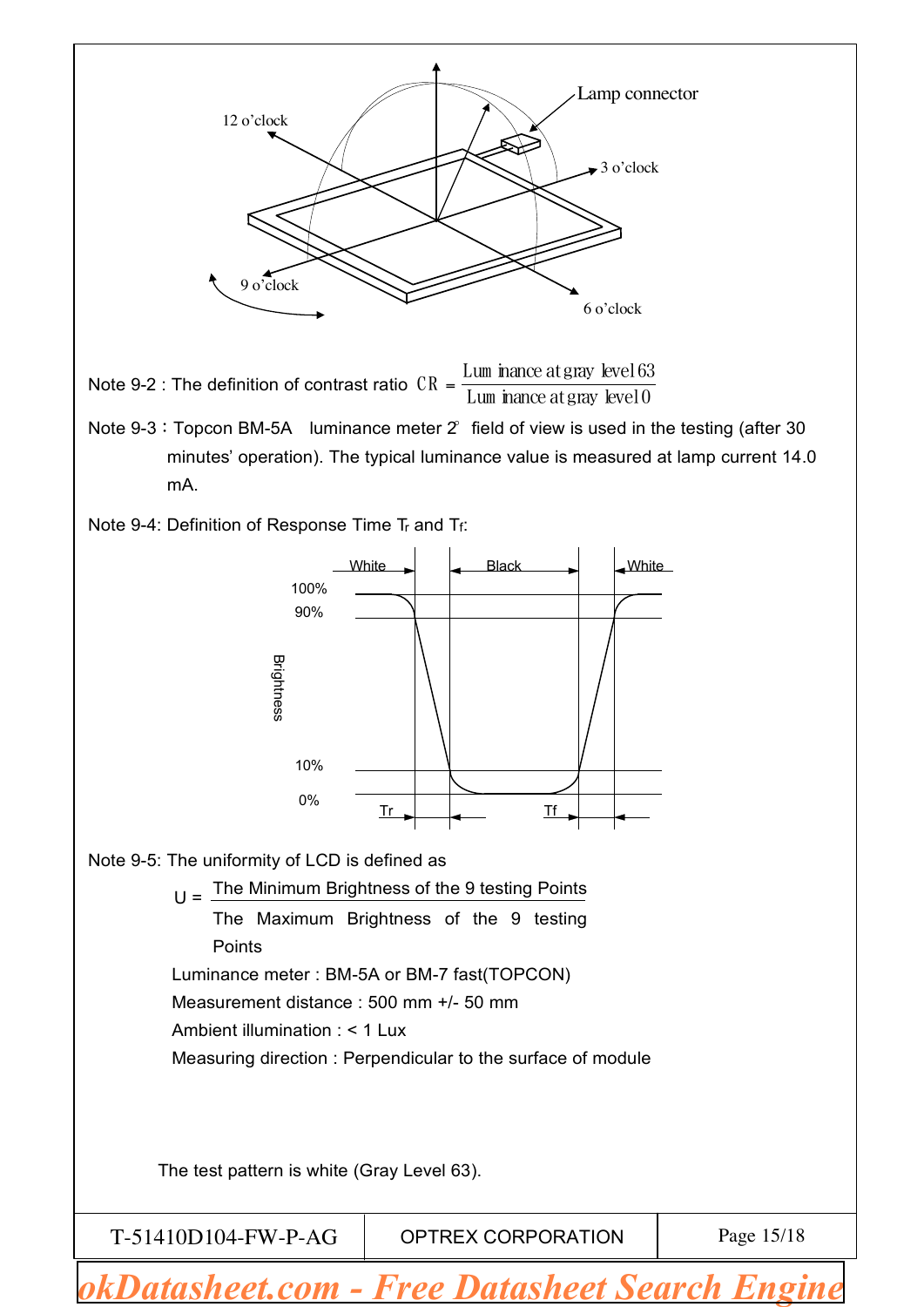Note 9-2 : The definition of contrast ratio $CR = \frac{\text{Luminance at gray level 63}}{\text{Luminance at gray level 0}}$

Note 9-3：Topcon BM-5A luminance meter 2° field of view is used in the testing (after 30 minutes' operation). The typical luminance value is measured at lamp current 14.0 mA.

Note 9-4: Definition of Response Time $T_r$ and $T_f$:

Note 9-5: The uniformity of LCD is defined as

$$U = \frac{\text{The Minimum Brightness of the 9 testing Points}}{\text{The Maximum Brightness of the 9 testing Points}}$$

Luminance meter : BM-5A or BM-7 fast(TOPCON)

Measurement distance : 500 mm +/- 50 mm

Ambient illumination : < 1 Lux

Measuring direction : Perpendicular to the surface of module

The test pattern is white (Gray Level 63).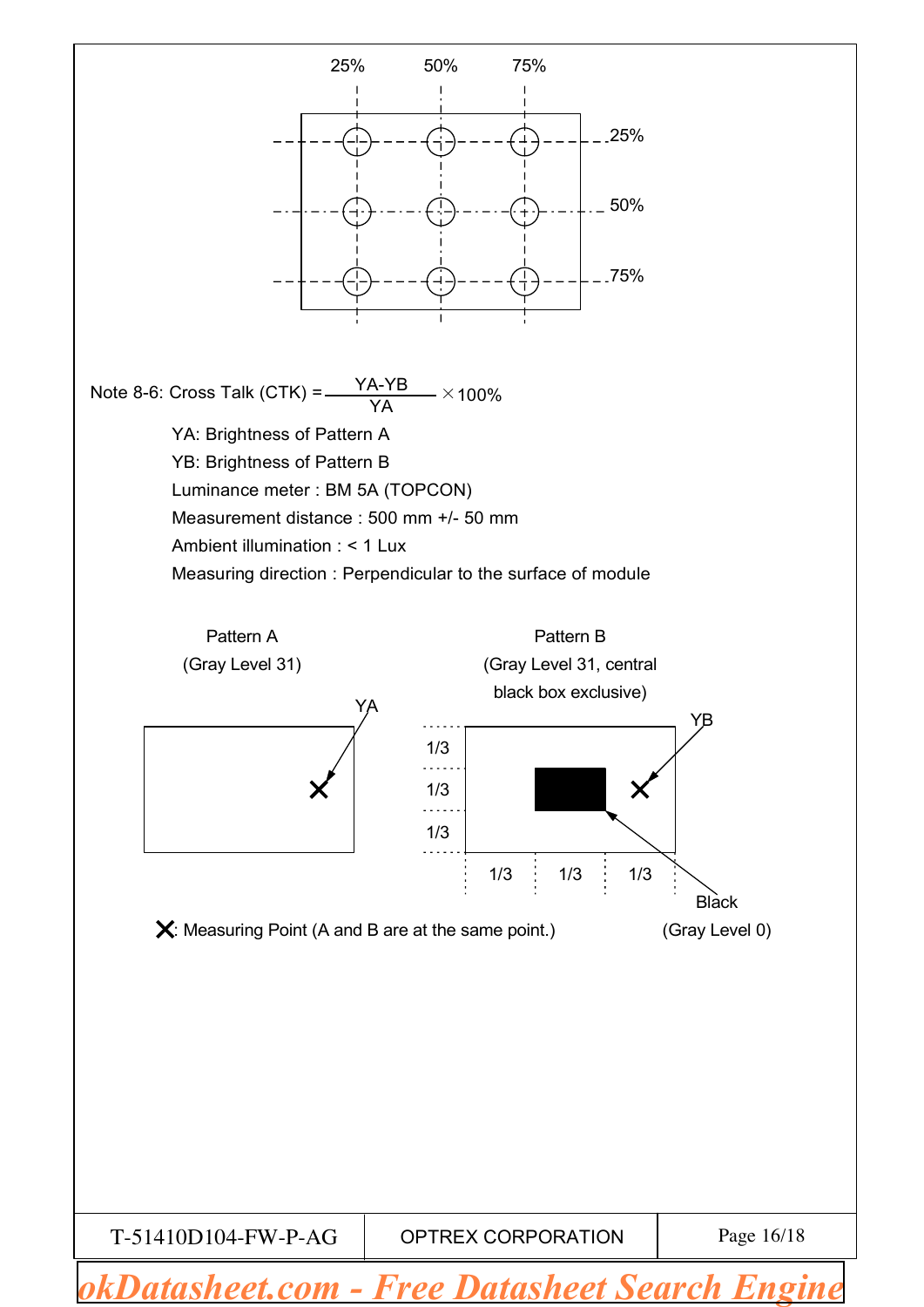25% 50% 75%

25%

50%

75%

Note 8-6: Cross Talk (CTK) = $\frac{YA-YB}{YA} \times 100\%$

YA: Brightness of Pattern A

YB: Brightness of Pattern B

Luminance meter : BM 5A (TOPCON)

Measurement distance : 500 mm +/- 50 mm

Ambient illumination : < 1 Lux

Measuring direction : Perpendicular to the surface of module

Pattern A
(Gray Level 31)

YA

Pattern B
(Gray Level 31, central black box exclusive)

YB

1/3 1/3 1/3

1/3 1/3 1/3

Black
(Gray Level 0)

✕: Measuring Point (A and B are at the same point.)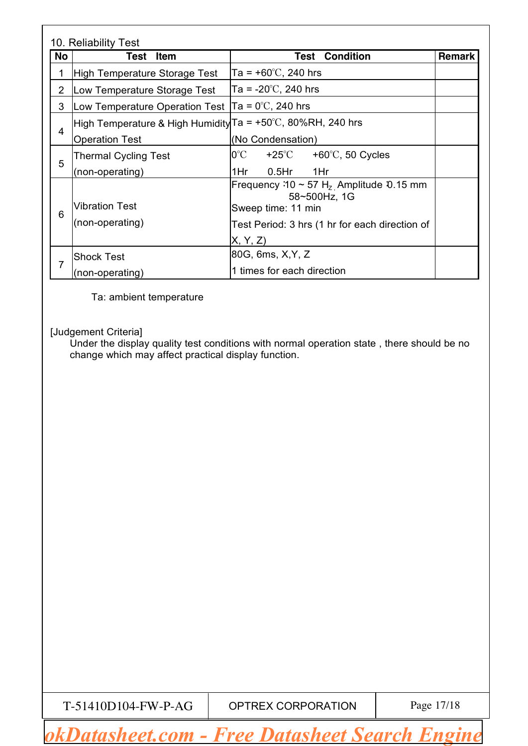## 10. Reliability Test

| No | Test Item | Test Condition | Remark |
|---|---|---|---|
| 1 | High Temperature Storage Test | Ta = +60℃, 240 hrs | |
| 2 | Low Temperature Storage Test | Ta = -20℃, 240 hrs | |
| 3 | Low Temperature Operation Test | Ta = 0℃, 240 hrs | |
| 4 | High Temperature & High Humidity Operation Test | Ta = +50℃, 80%RH, 240 hrs (No Condensation) | |
| 5 | Thermal Cycling Test (non-operating) | 0℃ +25℃ +60℃, 50 Cycles<br>1Hr 0.5Hr 1Hr | |
| 6 | Vibration Test (non-operating) | Frequency :10 ~ 57 Hz, Amplitude :0.15 mm<br>58~500Hz, 1G<br>Sweep time: 11 min<br>Test Period: 3 hrs (1 hr for each direction of X, Y, Z) | |
| 7 | Shock Test (non-operating) | 80G, 6ms, X,Y, Z<br>1 times for each direction | |

Ta: ambient temperature

[Judgement Criteria]

Under the display quality test conditions with normal operation state , there should be no change which may affect practical display function.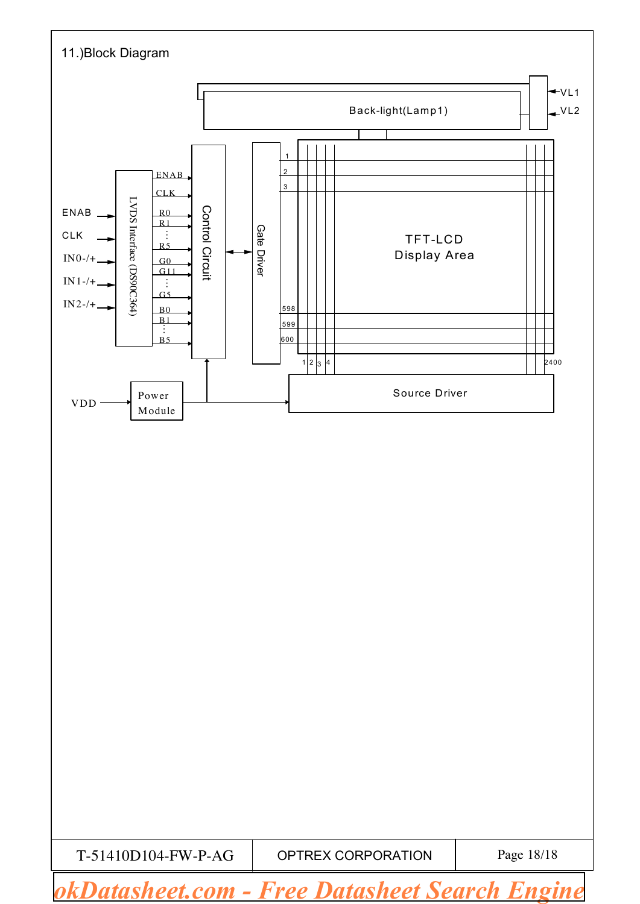## 11.)Block Diagram

Back-light(Lamp1)

VL1

VL2

ENAB

CLK

IN0-/+

IN1-/+

IN2-/+

LVDS Interface (DS90C364)

ENAB

CLK

R0

R1

R5

G0

G11

G5

B0

B1

B5

Control Circuit

Gate Driver

1

2

3

598

599

600

TFT-LCD
Display Area

1 2 3 4

2400

VDD

Power
Module

Source Driver